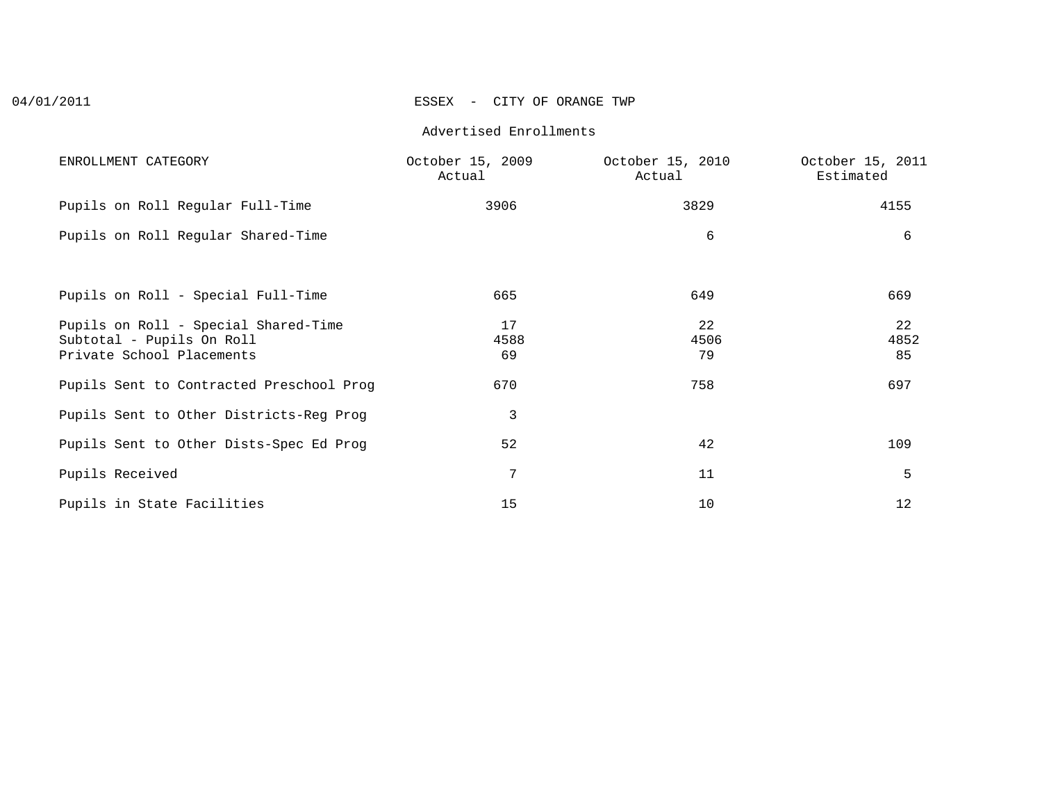04/01/2011

# ESSEX - CITY OF ORANGE TWP

## Advertised Enrollments

| ENROLLMENT CATEGORY | October 15, 2009 Actual | October 15, 2010 Actual | October 15, 2011 Estimated |
|---|---|---|---|
| Pupils on Roll Regular Full-Time | 3906 | 3829 | 4155 |
| Pupils on Roll Regular Shared-Time | | 6 | 6 |
| Pupils on Roll - Special Full-Time | 665 | 649 | 669 |
| Pupils on Roll - Special Shared-Time | 17 | 22 | 22 |
| Subtotal - Pupils On Roll | 4588 | 4506 | 4852 |
| Private School Placements | 69 | 79 | 85 |
| Pupils Sent to Contracted Preschool Prog | 670 | 758 | 697 |
| Pupils Sent to Other Districts-Reg Prog | 3 | | |
| Pupils Sent to Other Dists-Spec Ed Prog | 52 | 42 | 109 |
| Pupils Received | 7 | 11 | 5 |
| Pupils in State Facilities | 15 | 10 | 12 |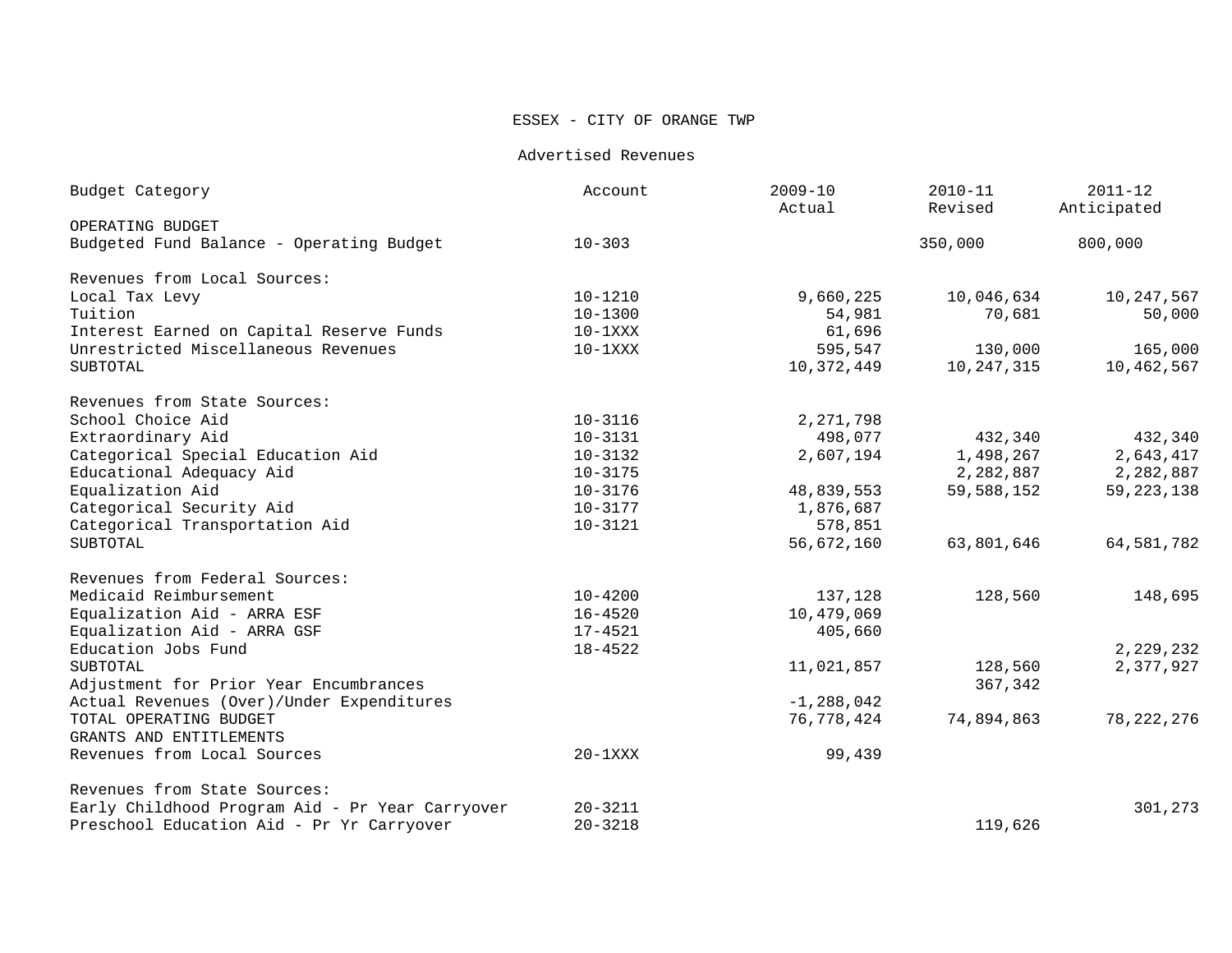ESSEX - CITY OF ORANGE TWP

Advertised Revenues

| Budget Category | Account | 2009-10 Actual | 2010-11 Revised | 2011-12 Anticipated |
|---|---|---|---|---|
| OPERATING BUDGET | | | | |
| Budgeted Fund Balance - Operating Budget | 10-303 | | 350,000 | 800,000 |
| | | | | |
| Revenues from Local Sources: | | | | |
| Local Tax Levy | 10-1210 | 9,660,225 | 10,046,634 | 10,247,567 |
| Tuition | 10-1300 | 54,981 | 70,681 | 50,000 |
| Interest Earned on Capital Reserve Funds | 10-1XXX | 61,696 | | |
| Unrestricted Miscellaneous Revenues | 10-1XXX | 595,547 | 130,000 | 165,000 |
| SUBTOTAL | | 10,372,449 | 10,247,315 | 10,462,567 |
| | | | | |
| Revenues from State Sources: | | | | |
| School Choice Aid | 10-3116 | 2,271,798 | | |
| Extraordinary Aid | 10-3131 | 498,077 | 432,340 | 432,340 |
| Categorical Special Education Aid | 10-3132 | 2,607,194 | 1,498,267 | 2,643,417 |
| Educational Adequacy Aid | 10-3175 | | 2,282,887 | 2,282,887 |
| Equalization Aid | 10-3176 | 48,839,553 | 59,588,152 | 59,223,138 |
| Categorical Security Aid | 10-3177 | 1,876,687 | | |
| Categorical Transportation Aid | 10-3121 | 578,851 | | |
| SUBTOTAL | | 56,672,160 | 63,801,646 | 64,581,782 |
| | | | | |
| Revenues from Federal Sources: | | | | |
| Medicaid Reimbursement | 10-4200 | 137,128 | 128,560 | 148,695 |
| Equalization Aid - ARRA ESF | 16-4520 | 10,479,069 | | |
| Equalization Aid - ARRA GSF | 17-4521 | 405,660 | | |
| Education Jobs Fund | 18-4522 | | | 2,229,232 |
| SUBTOTAL | | 11,021,857 | 128,560 | 2,377,927 |
| Adjustment for Prior Year Encumbrances | | | 367,342 | |
| Actual Revenues (Over)/Under Expenditures | | -1,288,042 | | |
| TOTAL OPERATING BUDGET | | 76,778,424 | 74,894,863 | 78,222,276 |
| GRANTS AND ENTITLEMENTS | | | | |
| Revenues from Local Sources | 20-1XXX | 99,439 | | |
| | | | | |
| Revenues from State Sources: | | | | |
| Early Childhood Program Aid - Pr Year Carryover | 20-3211 | | | 301,273 |
| Preschool Education Aid - Pr Yr Carryover | 20-3218 | | 119,626 | |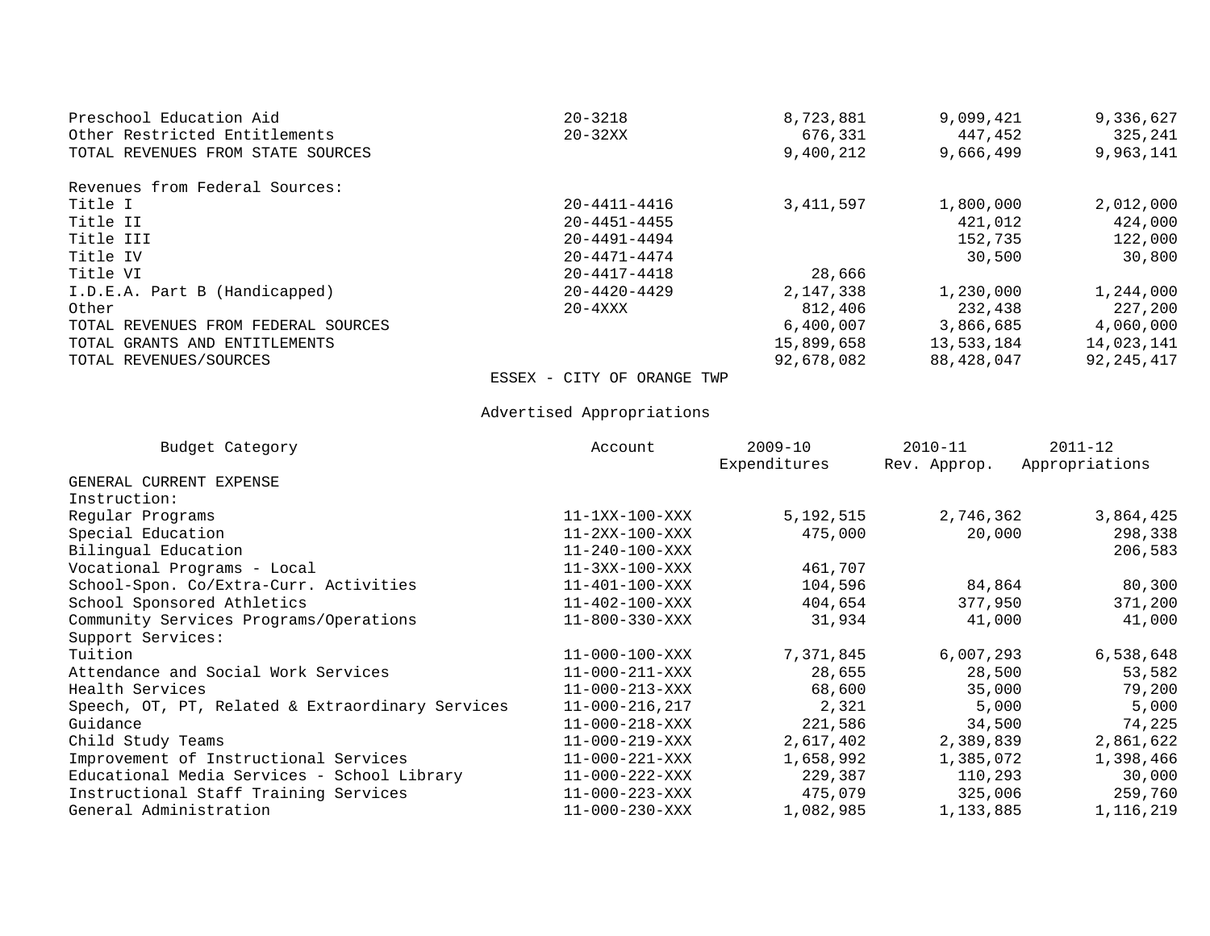| | | | | |
|---|---|---|---|---|
| Preschool Education Aid | 20-3218 | 8,723,881 | 9,099,421 | 9,336,627 |
| Other Restricted Entitlements | 20-32XX | 676,331 | 447,452 | 325,241 |
| TOTAL REVENUES FROM STATE SOURCES | | 9,400,212 | 9,666,499 | 9,963,141 |
| | | | | |
| Revenues from Federal Sources: | | | | |
| Title I | 20-4411-4416 | 3,411,597 | 1,800,000 | 2,012,000 |
| Title II | 20-4451-4455 | | 421,012 | 424,000 |
| Title III | 20-4491-4494 | | 152,735 | 122,000 |
| Title IV | 20-4471-4474 | | 30,500 | 30,800 |
| Title VI | 20-4417-4418 | 28,666 | | |
| I.D.E.A. Part B (Handicapped) | 20-4420-4429 | 2,147,338 | 1,230,000 | 1,244,000 |
| Other | 20-4XXX | 812,406 | 232,438 | 227,200 |
| TOTAL REVENUES FROM FEDERAL SOURCES | | 6,400,007 | 3,866,685 | 4,060,000 |
| TOTAL GRANTS AND ENTITLEMENTS | | 15,899,658 | 13,533,184 | 14,023,141 |
| TOTAL REVENUES/SOURCES | | 92,678,082 | 88,428,047 | 92,245,417 |

ESSEX - CITY OF ORANGE TWP

Advertised Appropriations

| Budget Category | Account | 2009-10 Expenditures | 2010-11 Rev. Approp. | 2011-12 Appropriations |
|---|---|---|---|---|
| GENERAL CURRENT EXPENSE | | | | |
| Instruction: | | | | |
| Regular Programs | 11-1XX-100-XXX | 5,192,515 | 2,746,362 | 3,864,425 |
| Special Education | 11-2XX-100-XXX | 475,000 | 20,000 | 298,338 |
| Bilingual Education | 11-240-100-XXX | | | 206,583 |
| Vocational Programs - Local | 11-3XX-100-XXX | 461,707 | | |
| School-Spon. Co/Extra-Curr. Activities | 11-401-100-XXX | 104,596 | 84,864 | 80,300 |
| School Sponsored Athletics | 11-402-100-XXX | 404,654 | 377,950 | 371,200 |
| Community Services Programs/Operations | 11-800-330-XXX | 31,934 | 41,000 | 41,000 |
| Support Services: | | | | |
| Tuition | 11-000-100-XXX | 7,371,845 | 6,007,293 | 6,538,648 |
| Attendance and Social Work Services | 11-000-211-XXX | 28,655 | 28,500 | 53,582 |
| Health Services | 11-000-213-XXX | 68,600 | 35,000 | 79,200 |
| Speech, OT, PT, Related & Extraordinary Services | 11-000-216,217 | 2,321 | 5,000 | 5,000 |
| Guidance | 11-000-218-XXX | 221,586 | 34,500 | 74,225 |
| Child Study Teams | 11-000-219-XXX | 2,617,402 | 2,389,839 | 2,861,622 |
| Improvement of Instructional Services | 11-000-221-XXX | 1,658,992 | 1,385,072 | 1,398,466 |
| Educational Media Services - School Library | 11-000-222-XXX | 229,387 | 110,293 | 30,000 |
| Instructional Staff Training Services | 11-000-223-XXX | 475,079 | 325,006 | 259,760 |
| General Administration | 11-000-230-XXX | 1,082,985 | 1,133,885 | 1,116,219 |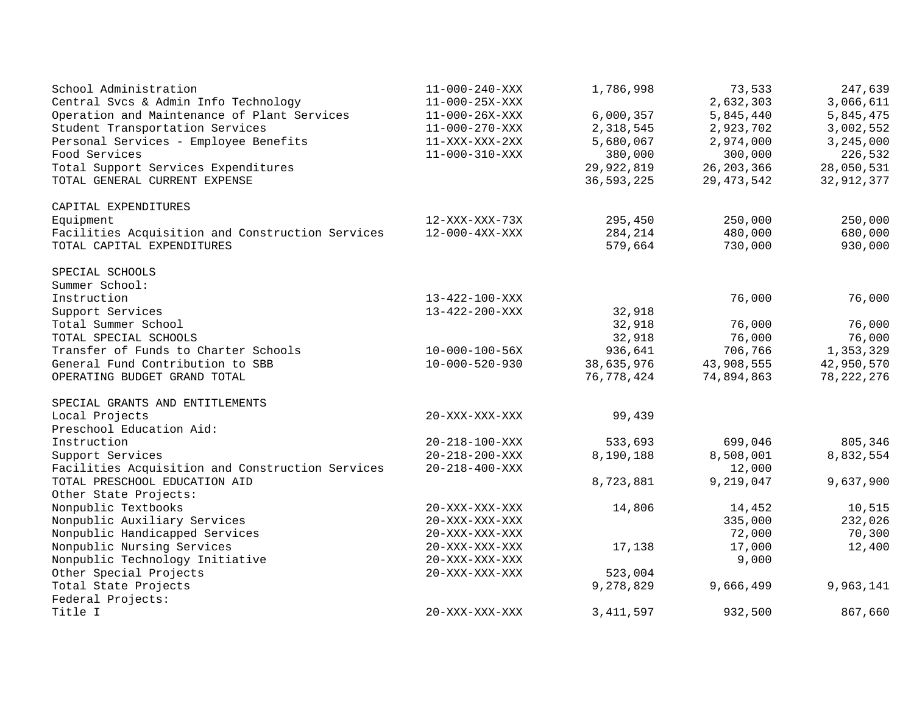| | | | | |
|---|---|---|---|---|
| School Administration | 11-000-240-XXX | 1,786,998 | 73,533 | 247,639 |
| Central Svcs & Admin Info Technology | 11-000-25X-XXX | | 2,632,303 | 3,066,611 |
| Operation and Maintenance of Plant Services | 11-000-26X-XXX | 6,000,357 | 5,845,440 | 5,845,475 |
| Student Transportation Services | 11-000-270-XXX | 2,318,545 | 2,923,702 | 3,002,552 |
| Personal Services - Employee Benefits | 11-XXX-XXX-2XX | 5,680,067 | 2,974,000 | 3,245,000 |
| Food Services | 11-000-310-XXX | 380,000 | 300,000 | 226,532 |
| Total Support Services Expenditures | | 29,922,819 | 26,203,366 | 28,050,531 |
| TOTAL GENERAL CURRENT EXPENSE | | 36,593,225 | 29,473,542 | 32,912,377 |
| | | | | |
| CAPITAL EXPENDITURES | | | | |
| Equipment | 12-XXX-XXX-73X | 295,450 | 250,000 | 250,000 |
| Facilities Acquisition and Construction Services | 12-000-4XX-XXX | 284,214 | 480,000 | 680,000 |
| TOTAL CAPITAL EXPENDITURES | | 579,664 | 730,000 | 930,000 |
| | | | | |
| SPECIAL SCHOOLS | | | | |
| Summer School: | | | | |
| Instruction | 13-422-100-XXX | | 76,000 | 76,000 |
| Support Services | 13-422-200-XXX | 32,918 | | |
| Total Summer School | | 32,918 | 76,000 | 76,000 |
| TOTAL SPECIAL SCHOOLS | | 32,918 | 76,000 | 76,000 |
| Transfer of Funds to Charter Schools | 10-000-100-56X | 936,641 | 706,766 | 1,353,329 |
| General Fund Contribution to SBB | 10-000-520-930 | 38,635,976 | 43,908,555 | 42,950,570 |
| OPERATING BUDGET GRAND TOTAL | | 76,778,424 | 74,894,863 | 78,222,276 |
| | | | | |
| SPECIAL GRANTS AND ENTITLEMENTS | | | | |
| Local Projects | 20-XXX-XXX-XXX | 99,439 | | |
| Preschool Education Aid: | | | | |
| Instruction | 20-218-100-XXX | 533,693 | 699,046 | 805,346 |
| Support Services | 20-218-200-XXX | 8,190,188 | 8,508,001 | 8,832,554 |
| Facilities Acquisition and Construction Services | 20-218-400-XXX | | 12,000 | |
| TOTAL PRESCHOOL EDUCATION AID | | 8,723,881 | 9,219,047 | 9,637,900 |
| Other State Projects: | | | | |
| Nonpublic Textbooks | 20-XXX-XXX-XXX | 14,806 | 14,452 | 10,515 |
| Nonpublic Auxiliary Services | 20-XXX-XXX-XXX | | 335,000 | 232,026 |
| Nonpublic Handicapped Services | 20-XXX-XXX-XXX | | 72,000 | 70,300 |
| Nonpublic Nursing Services | 20-XXX-XXX-XXX | 17,138 | 17,000 | 12,400 |
| Nonpublic Technology Initiative | 20-XXX-XXX-XXX | | 9,000 | |
| Other Special Projects | 20-XXX-XXX-XXX | 523,004 | | |
| Total State Projects | | 9,278,829 | 9,666,499 | 9,963,141 |
| Federal Projects: | | | | |
| Title I | 20-XXX-XXX-XXX | 3,411,597 | 932,500 | 867,660 |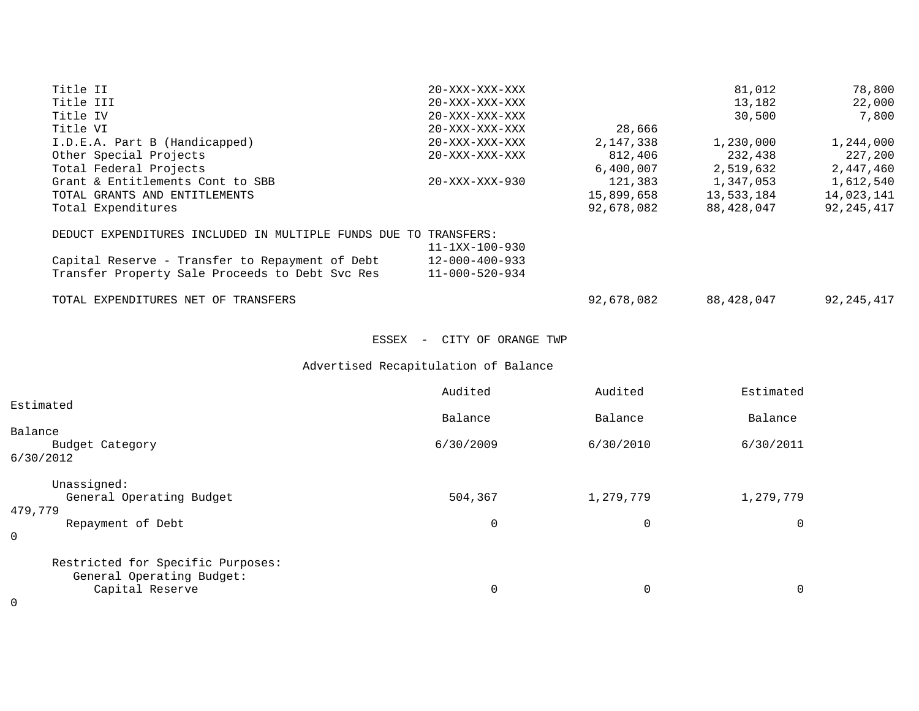| | | | | |
|---|---|---|---|---|
| Title II | 20-XXX-XXX-XXX | | 81,012 | 78,800 |
| Title III | 20-XXX-XXX-XXX | | 13,182 | 22,000 |
| Title IV | 20-XXX-XXX-XXX | | 30,500 | 7,800 |
| Title VI | 20-XXX-XXX-XXX | 28,666 | | |
| I.D.E.A. Part B (Handicapped) | 20-XXX-XXX-XXX | 2,147,338 | 1,230,000 | 1,244,000 |
| Other Special Projects | 20-XXX-XXX-XXX | 812,406 | 232,438 | 227,200 |
| Total Federal Projects | | 6,400,007 | 2,519,632 | 2,447,460 |
| Grant & Entitlements Cont to SBB | 20-XXX-XXX-930 | 121,383 | 1,347,053 | 1,612,540 |
| TOTAL GRANTS AND ENTITLEMENTS | | 15,899,658 | 13,533,184 | 14,023,141 |
| Total Expenditures | | 92,678,082 | 88,428,047 | 92,245,417 |
| | | | | |
| DEDUCT EXPENDITURES INCLUDED IN MULTIPLE FUNDS DUE TO TRANSFERS: | | | | |
| | 11-1XX-100-930 | | | |
| Capital Reserve - Transfer to Repayment of Debt | 12-000-400-933 | | | |
| Transfer Property Sale Proceeds to Debt Svc Res | 11-000-520-934 | | | |
| | | | | |
| TOTAL EXPENDITURES NET OF TRANSFERS | | 92,678,082 | 88,428,047 | 92,245,417 |

ESSEX - CITY OF ORANGE TWP

Advertised Recapitulation of Balance

| Budget Category | Audited Balance 6/30/2009 | Audited Balance 6/30/2010 | Estimated Balance 6/30/2011 | Estimated Balance 6/30/2012 |
|---|---|---|---|---|
| Unassigned: | | | | |
| General Operating Budget | 504,367 | 1,279,779 | 1,279,779 | 479,779 |
| Repayment of Debt | 0 | 0 | 0 | 0 |
| Restricted for Specific Purposes: | | | | |
| General Operating Budget: | | | | |
| Capital Reserve | 0 | 0 | 0 | 0 |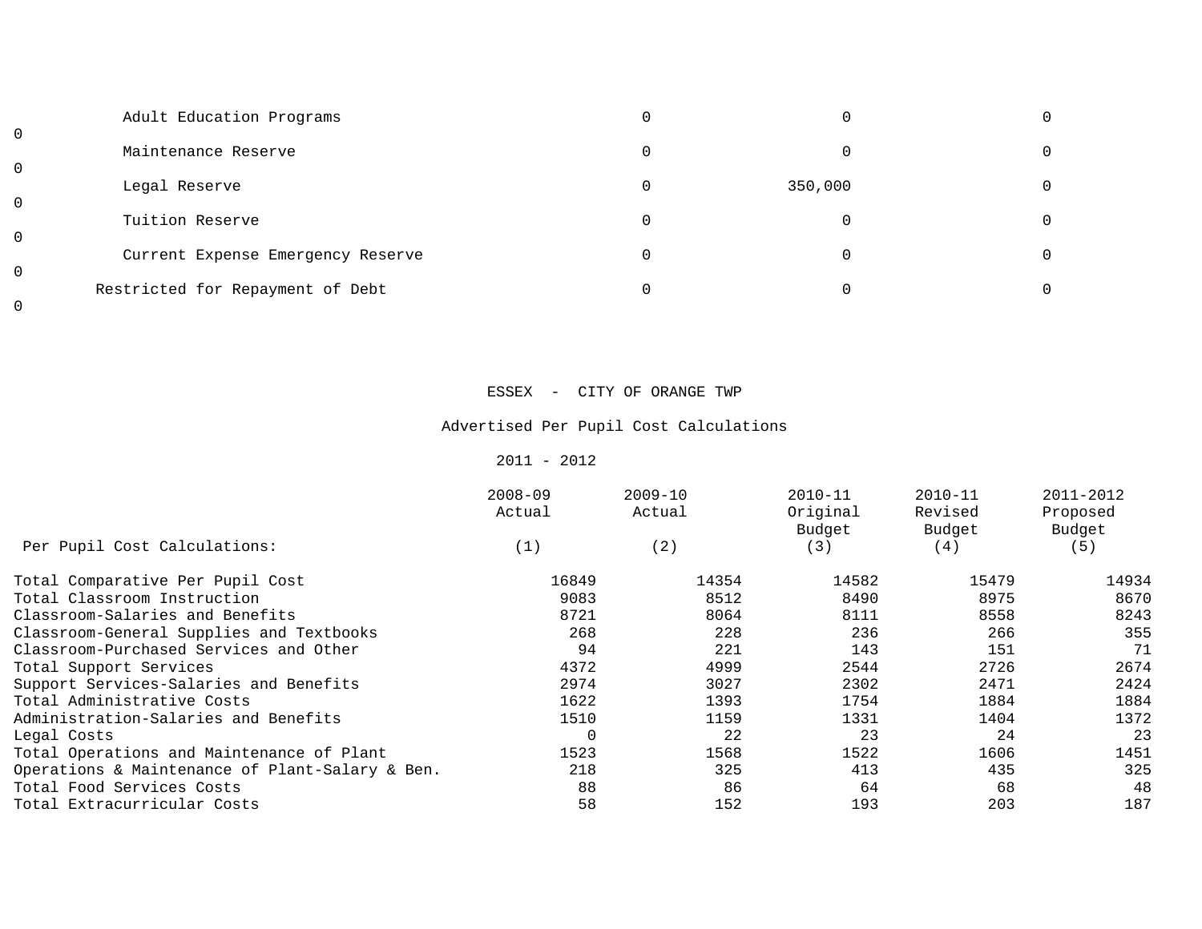| | | | | |
|---|---|---|---|---|
| Adult Education Programs | 0 | 0 | 0 | 0 |
| Maintenance Reserve | 0 | 0 | 0 | 0 |
| Legal Reserve | 0 | 350,000 | 0 | 0 |
| Tuition Reserve | 0 | 0 | 0 | 0 |
| Current Expense Emergency Reserve | 0 | 0 | 0 | 0 |
| Restricted for Repayment of Debt | 0 | 0 | 0 | 0 |

ESSEX - CITY OF ORANGE TWP

Advertised Per Pupil Cost Calculations

2011 - 2012

| Per Pupil Cost Calculations: | 2008-09 Actual (1) | 2009-10 Actual (2) | 2010-11 Original Budget (3) | 2010-11 Revised Budget (4) | 2011-2012 Proposed Budget (5) |
|---|---|---|---|---|---|
| Total Comparative Per Pupil Cost | 16849 | 14354 | 14582 | 15479 | 14934 |
| Total Classroom Instruction | 9083 | 8512 | 8490 | 8975 | 8670 |
| Classroom-Salaries and Benefits | 8721 | 8064 | 8111 | 8558 | 8243 |
| Classroom-General Supplies and Textbooks | 268 | 228 | 236 | 266 | 355 |
| Classroom-Purchased Services and Other | 94 | 221 | 143 | 151 | 71 |
| Total Support Services | 4372 | 4999 | 2544 | 2726 | 2674 |
| Support Services-Salaries and Benefits | 2974 | 3027 | 2302 | 2471 | 2424 |
| Total Administrative Costs | 1622 | 1393 | 1754 | 1884 | 1884 |
| Administration-Salaries and Benefits | 1510 | 1159 | 1331 | 1404 | 1372 |
| Legal Costs | 0 | 22 | 23 | 24 | 23 |
| Total Operations and Maintenance of Plant | 1523 | 1568 | 1522 | 1606 | 1451 |
| Operations & Maintenance of Plant-Salary & Ben. | 218 | 325 | 413 | 435 | 325 |
| Total Food Services Costs | 88 | 86 | 64 | 68 | 48 |
| Total Extracurricular Costs | 58 | 152 | 193 | 203 | 187 |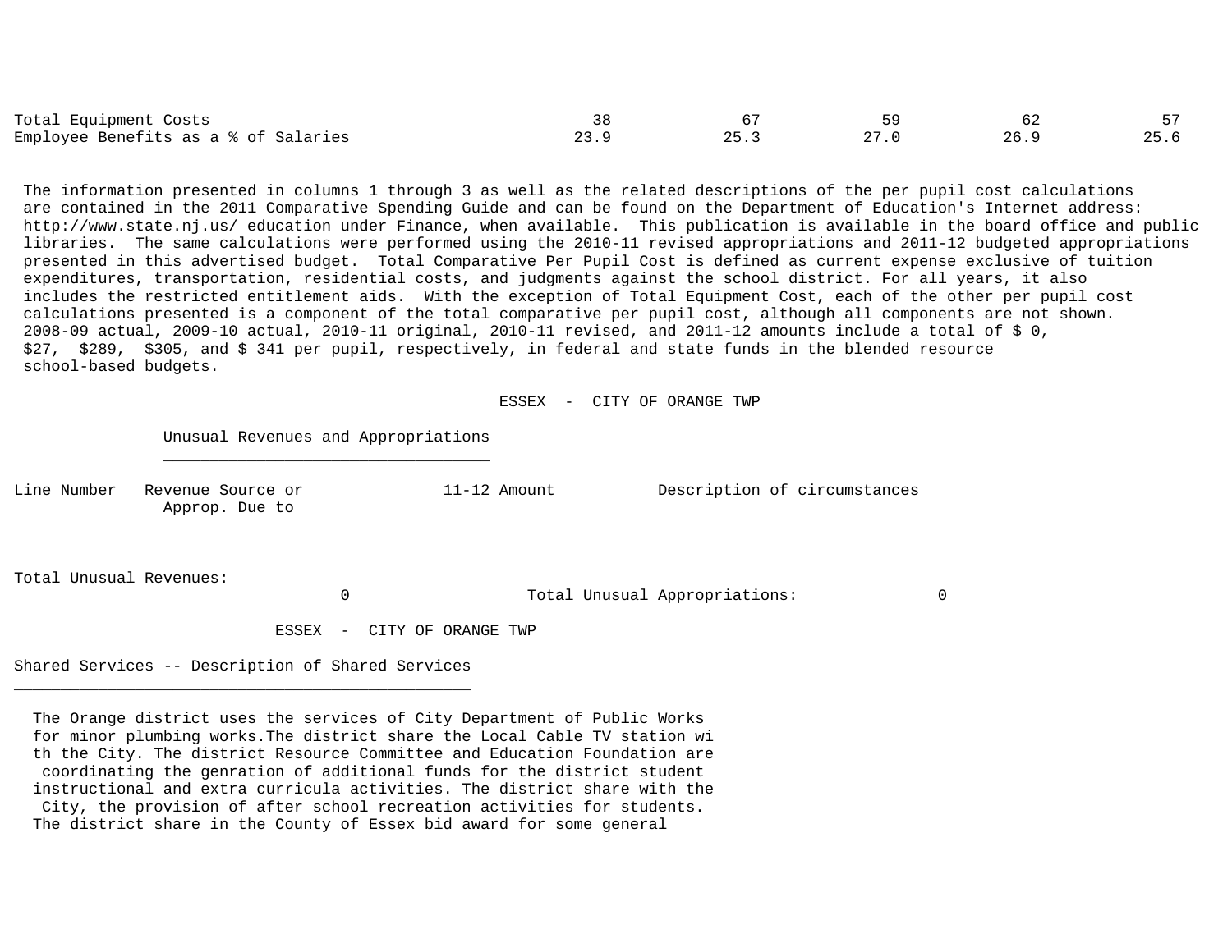| | | | | | |
|---|---|---|---|---|---|
| Total Equipment Costs | 38 | 67 | 59 | 62 | 57 |
| Employee Benefits as a % of Salaries | 23.9 | 25.3 | 27.0 | 26.9 | 25.6 |

The information presented in columns 1 through 3 as well as the related descriptions of the per pupil cost calculations are contained in the 2011 Comparative Spending Guide and can be found on the Department of Education's Internet address: http://www.state.nj.us/ education under Finance, when available. This publication is available in the board office and public libraries. The same calculations were performed using the 2010-11 revised appropriations and 2011-12 budgeted appropriations presented in this advertised budget. Total Comparative Per Pupil Cost is defined as current expense exclusive of tuition expenditures, transportation, residential costs, and judgments against the school district. For all years, it also includes the restricted entitlement aids. With the exception of Total Equipment Cost, each of the other per pupil cost calculations presented is a component of the total comparative per pupil cost, although all components are not shown. 2008-09 actual, 2009-10 actual, 2010-11 original, 2010-11 revised, and 2011-12 amounts include a total of $ 0, $27, $289, $305, and $ 341 per pupil, respectively, in federal and state funds in the blended resource school-based budgets.

ESSEX - CITY OF ORANGE TWP

## Unusual Revenues and Appropriations

| Line Number | Revenue Source or Approp. Due to | 11-12 Amount | Description of circumstances |
|---|---|---|---|

Total Unusual Revenues: 0 Total Unusual Appropriations: 0

ESSEX - CITY OF ORANGE TWP

## Shared Services -- Description of Shared Services

The Orange district uses the services of City Department of Public Works for minor plumbing works.The district share the Local Cable TV station wi th the City. The district Resource Committee and Education Foundation are coordinating the genration of additional funds for the district student instructional and extra curricula activities. The district share with the City, the provision of after school recreation activities for students. The district share in the County of Essex bid award for some general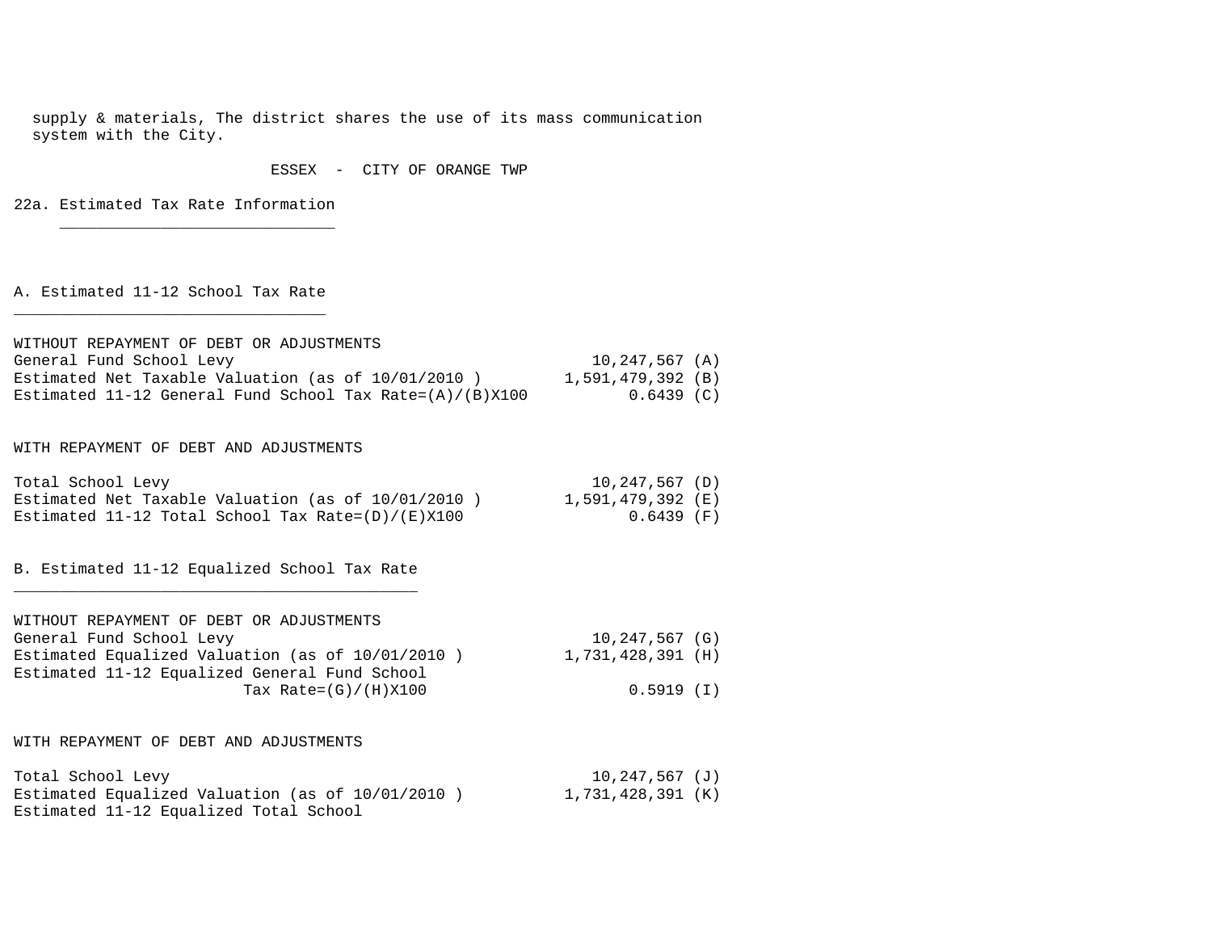supply & materials, The district shares the use of its mass communication system with the City.

ESSEX - CITY OF ORANGE TWP

## 22a. Estimated Tax Rate Information

### A. Estimated 11-12 School Tax Rate

WITHOUT REPAYMENT OF DEBT OR ADJUSTMENTS

| | | |
|---|---|---|
| General Fund School Levy | 10,247,567 | (A) |
| Estimated Net Taxable Valuation (as of 10/01/2010 ) | 1,591,479,392 | (B) |
| Estimated 11-12 General Fund School Tax Rate=(A)/(B)X100 | 0.6439 | (C) |

WITH REPAYMENT OF DEBT AND ADJUSTMENTS

| | | |
|---|---|---|
| Total School Levy | 10,247,567 | (D) |
| Estimated Net Taxable Valuation (as of 10/01/2010 ) | 1,591,479,392 | (E) |
| Estimated 11-12 Total School Tax Rate=(D)/(E)X100 | 0.6439 | (F) |

### B. Estimated 11-12 Equalized School Tax Rate

WITHOUT REPAYMENT OF DEBT OR ADJUSTMENTS

| | | |
|---|---|---|
| General Fund School Levy | 10,247,567 | (G) |
| Estimated Equalized Valuation (as of 10/01/2010 ) | 1,731,428,391 | (H) |
| Estimated 11-12 Equalized General Fund School Tax Rate=(G)/(H)X100 | 0.5919 | (I) |

WITH REPAYMENT OF DEBT AND ADJUSTMENTS

| | | |
|---|---|---|
| Total School Levy | 10,247,567 | (J) |
| Estimated Equalized Valuation (as of 10/01/2010 ) | 1,731,428,391 | (K) |
| Estimated 11-12 Equalized Total School | | |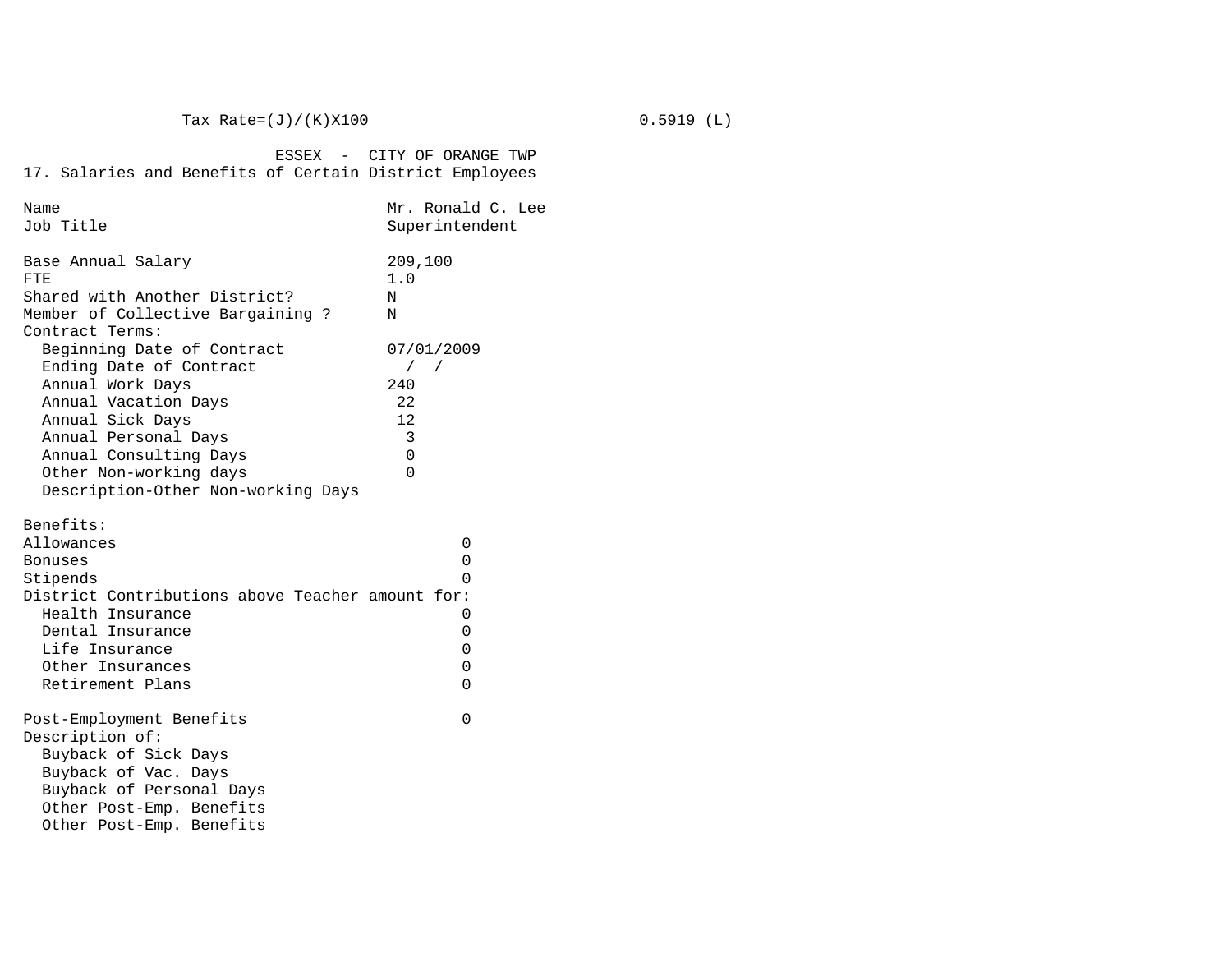Tax Rate=(J)/(K)X100 0.5919 (L)

ESSEX - CITY OF ORANGE TWP

17. Salaries and Benefits of Certain District Employees

| | |
|---|---|
| Name | Mr. Ronald C. Lee |
| Job Title | Superintendent |
| | |
| Base Annual Salary | 209,100 |
| FTE | 1.0 |
| Shared with Another District? | N |
| Member of Collective Bargaining ? | N |
| Contract Terms: | |
| Beginning Date of Contract | 07/01/2009 |
| Ending Date of Contract | / / |
| Annual Work Days | 240 |
| Annual Vacation Days | 22 |
| Annual Sick Days | 12 |
| Annual Personal Days | 3 |
| Annual Consulting Days | 0 |
| Other Non-working days | 0 |
| Description-Other Non-working Days | |

| Benefits: | |
|---|---|
| Allowances | 0 |
| Bonuses | 0 |
| Stipends | 0 |
| District Contributions above Teacher amount for: | |
| Health Insurance | 0 |
| Dental Insurance | 0 |
| Life Insurance | 0 |
| Other Insurances | 0 |
| Retirement Plans | 0 |
| | |
| Post-Employment Benefits | 0 |
| Description of: | |
| Buyback of Sick Days | |
| Buyback of Vac. Days | |
| Buyback of Personal Days | |
| Other Post-Emp. Benefits | |
| Other Post-Emp. Benefits | |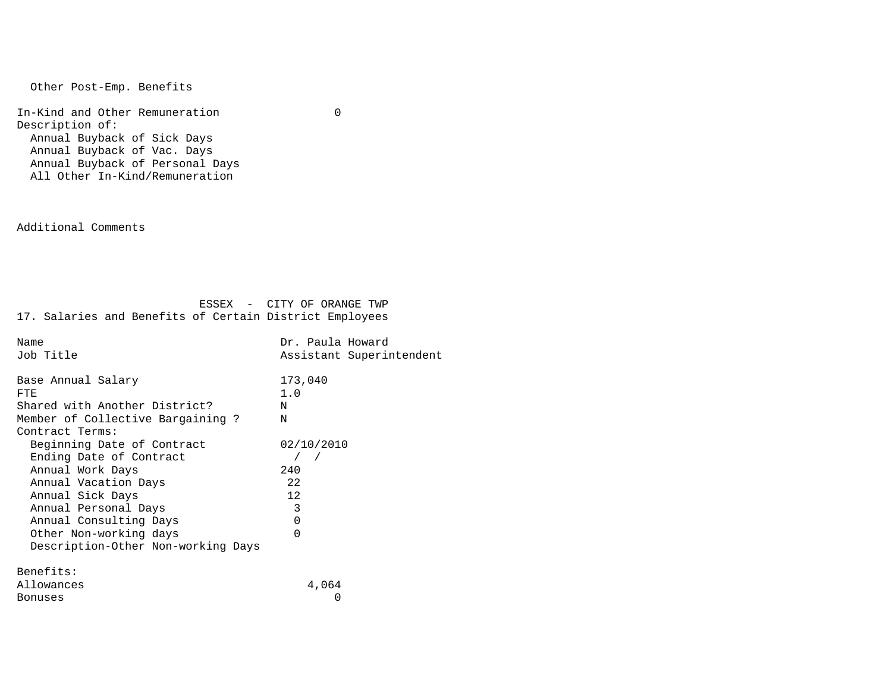Other Post-Emp. Benefits

| | |
|---|---|
| In-Kind and Other Remuneration | 0 |
| Description of: | |
| Annual Buyback of Sick Days | |
| Annual Buyback of Vac. Days | |
| Annual Buyback of Personal Days | |
| All Other In-Kind/Remuneration | |

Additional Comments

ESSEX - CITY OF ORANGE TWP

## 17. Salaries and Benefits of Certain District Employees

| | |
|---|---|
| Name | Dr. Paula Howard |
| Job Title | Assistant Superintendent |
| Base Annual Salary | 173,040 |
| FTE | 1.0 |
| Shared with Another District? | N |
| Member of Collective Bargaining ? | N |
| Contract Terms: | |
| Beginning Date of Contract | 02/10/2010 |
| Ending Date of Contract | / / |
| Annual Work Days | 240 |
| Annual Vacation Days | 22 |
| Annual Sick Days | 12 |
| Annual Personal Days | 3 |
| Annual Consulting Days | 0 |
| Other Non-working days | 0 |
| Description-Other Non-working Days | |
| Benefits: | |
| Allowances | 4,064 |
| Bonuses | 0 |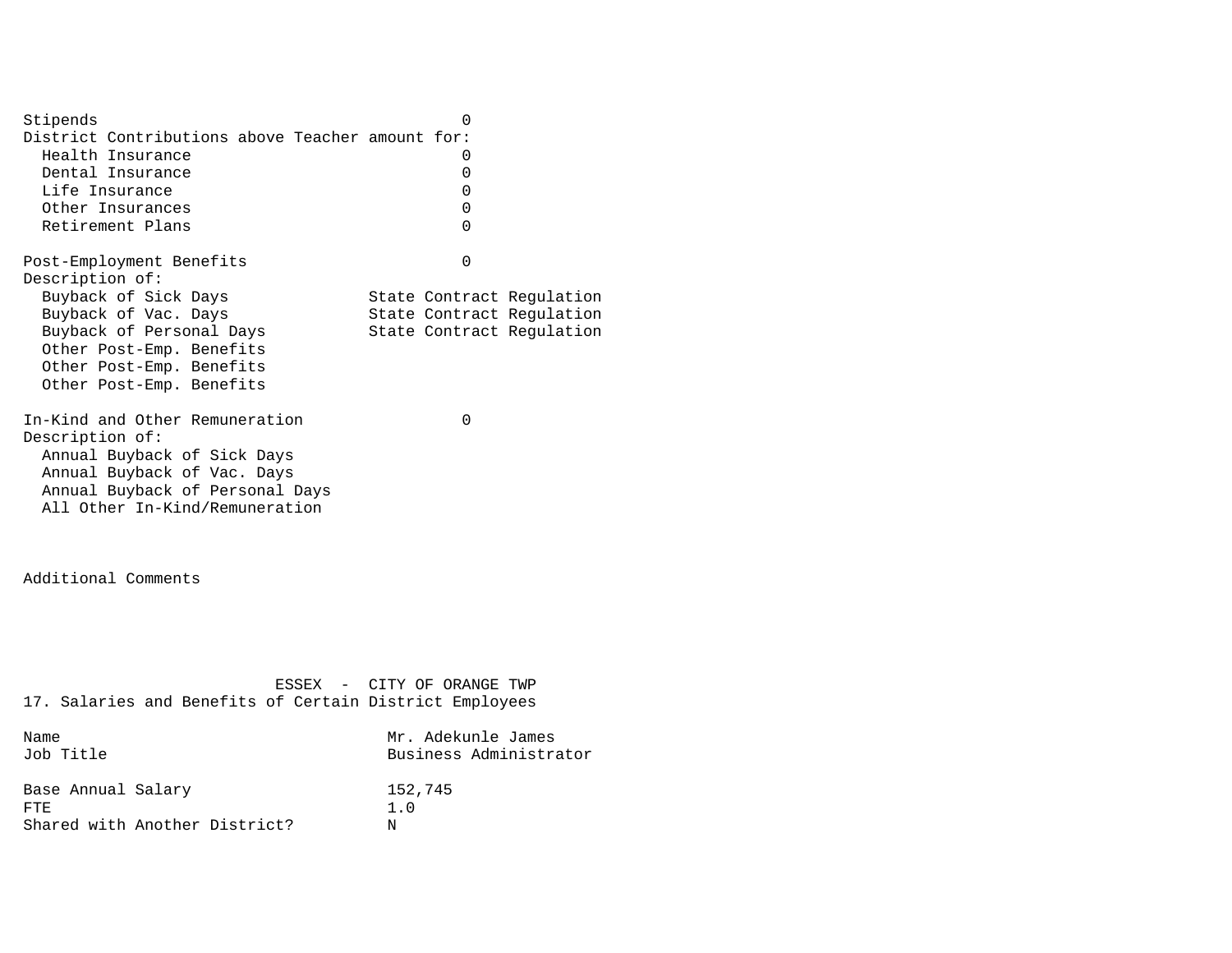| | |
|---|---|
| Stipends | 0 |
| District Contributions above Teacher amount for: | |
| Health Insurance | 0 |
| Dental Insurance | 0 |
| Life Insurance | 0 |
| Other Insurances | 0 |
| Retirement Plans | 0 |
| | |
| Post-Employment Benefits | 0 |
| Description of: | |
| Buyback of Sick Days | State Contract Regulation |
| Buyback of Vac. Days | State Contract Regulation |
| Buyback of Personal Days | State Contract Regulation |
| Other Post-Emp. Benefits | |
| Other Post-Emp. Benefits | |
| Other Post-Emp. Benefits | |
| | |
| In-Kind and Other Remuneration | 0 |
| Description of: | |
| Annual Buyback of Sick Days | |
| Annual Buyback of Vac. Days | |
| Annual Buyback of Personal Days | |
| All Other In-Kind/Remuneration | |

Additional Comments

ESSEX - CITY OF ORANGE TWP

17. Salaries and Benefits of Certain District Employees

| | |
|---|---|
| Name | Mr. Adekunle James |
| Job Title | Business Administrator |
| | |
| Base Annual Salary | 152,745 |
| FTE | 1.0 |
| Shared with Another District? | N |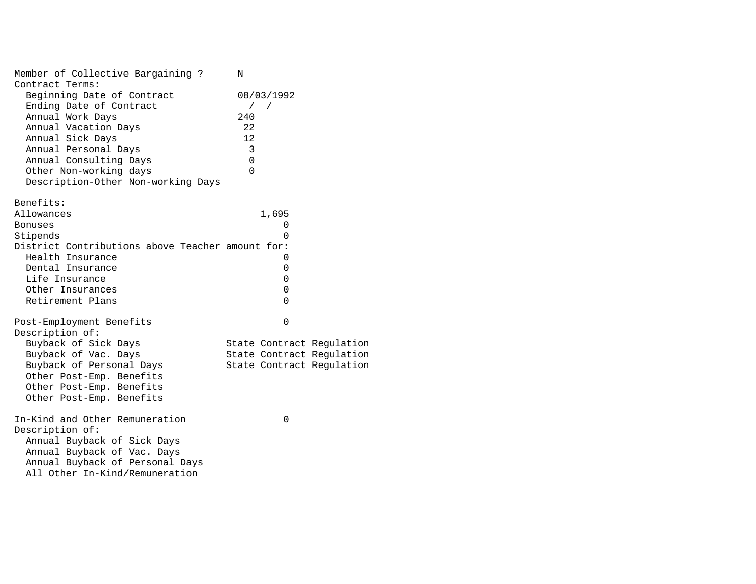Member of Collective Bargaining ? N

Contract Terms:

| Field | Value |
|---|---|
| Beginning Date of Contract | 08/03/1992 |
| Ending Date of Contract | / / |
| Annual Work Days | 240 |
| Annual Vacation Days | 22 |
| Annual Sick Days | 12 |
| Annual Personal Days | 3 |
| Annual Consulting Days | 0 |
| Other Non-working days | 0 |
| Description-Other Non-working Days | |

Benefits:

| Benefit | Amount |
|---|---|
| Allowances | 1,695 |
| Bonuses | 0 |
| Stipends | 0 |
| District Contributions above Teacher amount for: | |
| Health Insurance | 0 |
| Dental Insurance | 0 |
| Life Insurance | 0 |
| Other Insurances | 0 |
| Retirement Plans | 0 |

Post-Employment Benefits 0

Description of:

| Item | Description |
|---|---|
| Buyback of Sick Days | State Contract Regulation |
| Buyback of Vac. Days | State Contract Regulation |
| Buyback of Personal Days | State Contract Regulation |
| Other Post-Emp. Benefits | |
| Other Post-Emp. Benefits | |
| Other Post-Emp. Benefits | |

In-Kind and Other Remuneration 0

Description of:

| Item | Description |
|---|---|
| Annual Buyback of Sick Days | |
| Annual Buyback of Vac. Days | |
| Annual Buyback of Personal Days | |
| All Other In-Kind/Remuneration | |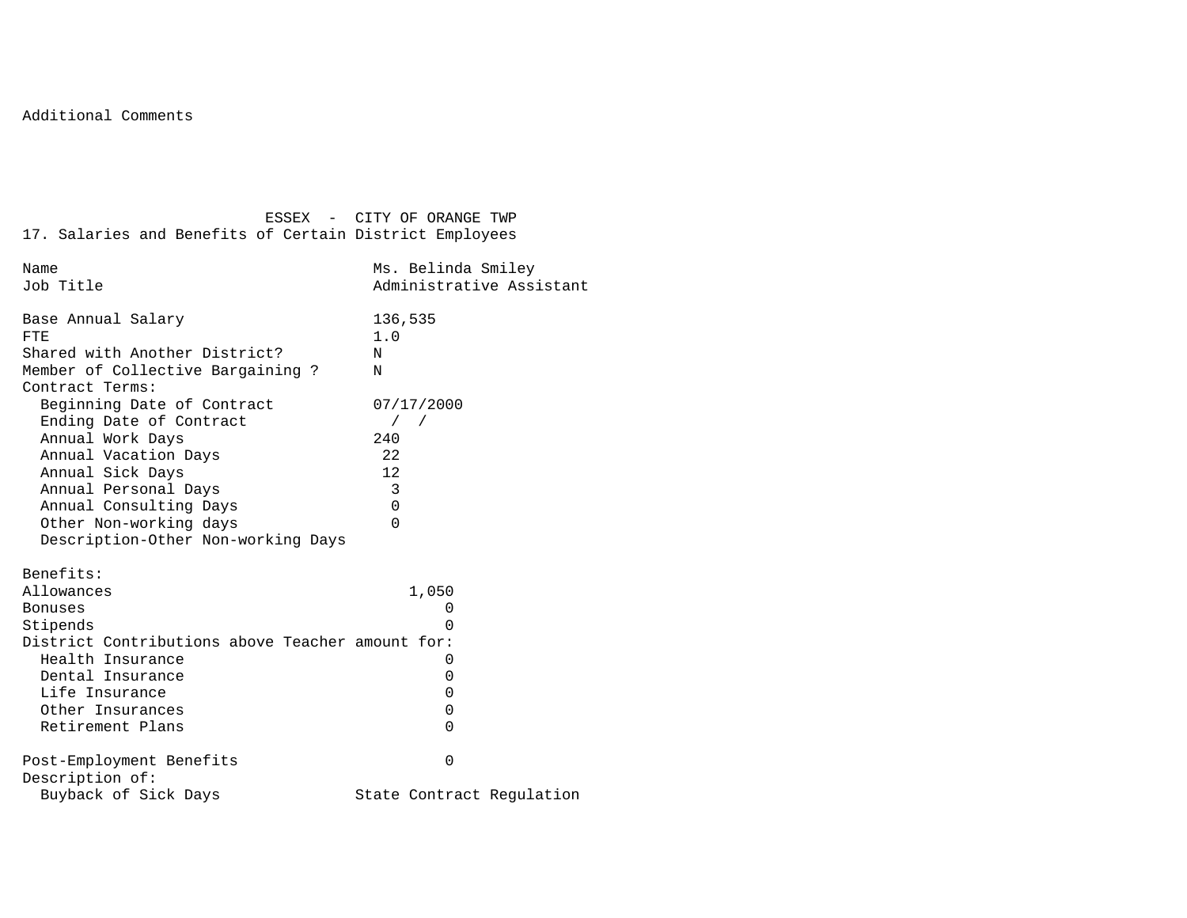Additional Comments

ESSEX - CITY OF ORANGE TWP

## 17. Salaries and Benefits of Certain District Employees

| | |
|---|---|
| Name | Ms. Belinda Smiley |
| Job Title | Administrative Assistant |
| | |
| Base Annual Salary | 136,535 |
| FTE | 1.0 |
| Shared with Another District? | N |
| Member of Collective Bargaining ? | N |
| Contract Terms: | |
| Beginning Date of Contract | 07/17/2000 |
| Ending Date of Contract | / / |
| Annual Work Days | 240 |
| Annual Vacation Days | 22 |
| Annual Sick Days | 12 |
| Annual Personal Days | 3 |
| Annual Consulting Days | 0 |
| Other Non-working days | 0 |
| Description-Other Non-working Days | |

| | |
|---|---|
| Benefits: | |
| Allowances | 1,050 |
| Bonuses | 0 |
| Stipends | 0 |
| District Contributions above Teacher amount for: | |
| Health Insurance | 0 |
| Dental Insurance | 0 |
| Life Insurance | 0 |
| Other Insurances | 0 |
| Retirement Plans | 0 |
| | |
| Post-Employment Benefits | 0 |
| Description of: | |
| Buyback of Sick Days | State Contract Regulation |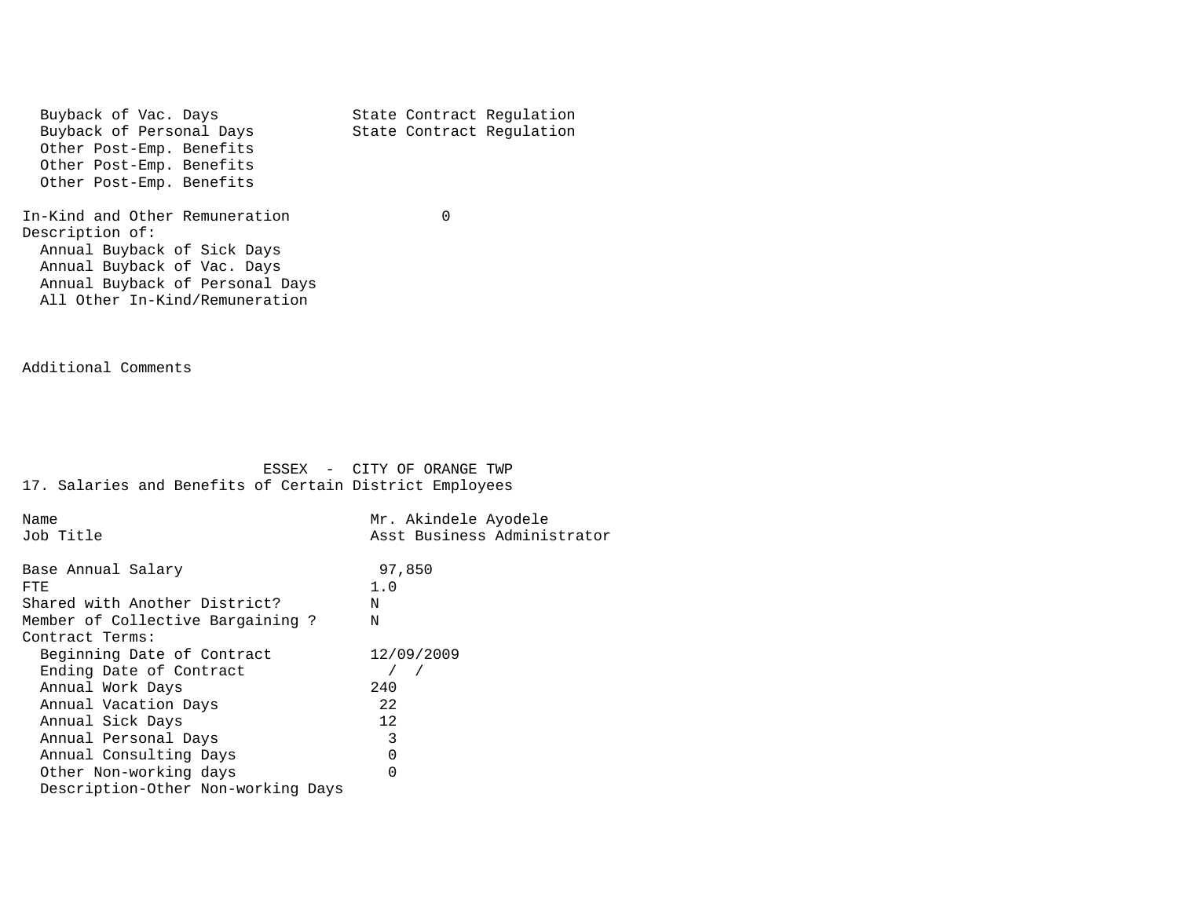| | |
|---|---|
| Buyback of Vac. Days | State Contract Regulation |
| Buyback of Personal Days | State Contract Regulation |
| Other Post-Emp. Benefits | |
| Other Post-Emp. Benefits | |
| Other Post-Emp. Benefits | |

| | |
|---|---|
| In-Kind and Other Remuneration | 0 |
| Description of: | |
| Annual Buyback of Sick Days | |
| Annual Buyback of Vac. Days | |
| Annual Buyback of Personal Days | |
| All Other In-Kind/Remuneration | |

Additional Comments

ESSEX - CITY OF ORANGE TWP

17. Salaries and Benefits of Certain District Employees

| | |
|---|---|
| Name | Mr. Akindele Ayodele |
| Job Title | Asst Business Administrator |
| Base Annual Salary | 97,850 |
| FTE | 1.0 |
| Shared with Another District? | N |
| Member of Collective Bargaining ? | N |
| Contract Terms: | |
| Beginning Date of Contract | 12/09/2009 |
| Ending Date of Contract | / / |
| Annual Work Days | 240 |
| Annual Vacation Days | 22 |
| Annual Sick Days | 12 |
| Annual Personal Days | 3 |
| Annual Consulting Days | 0 |
| Other Non-working days | 0 |
| Description-Other Non-working Days | |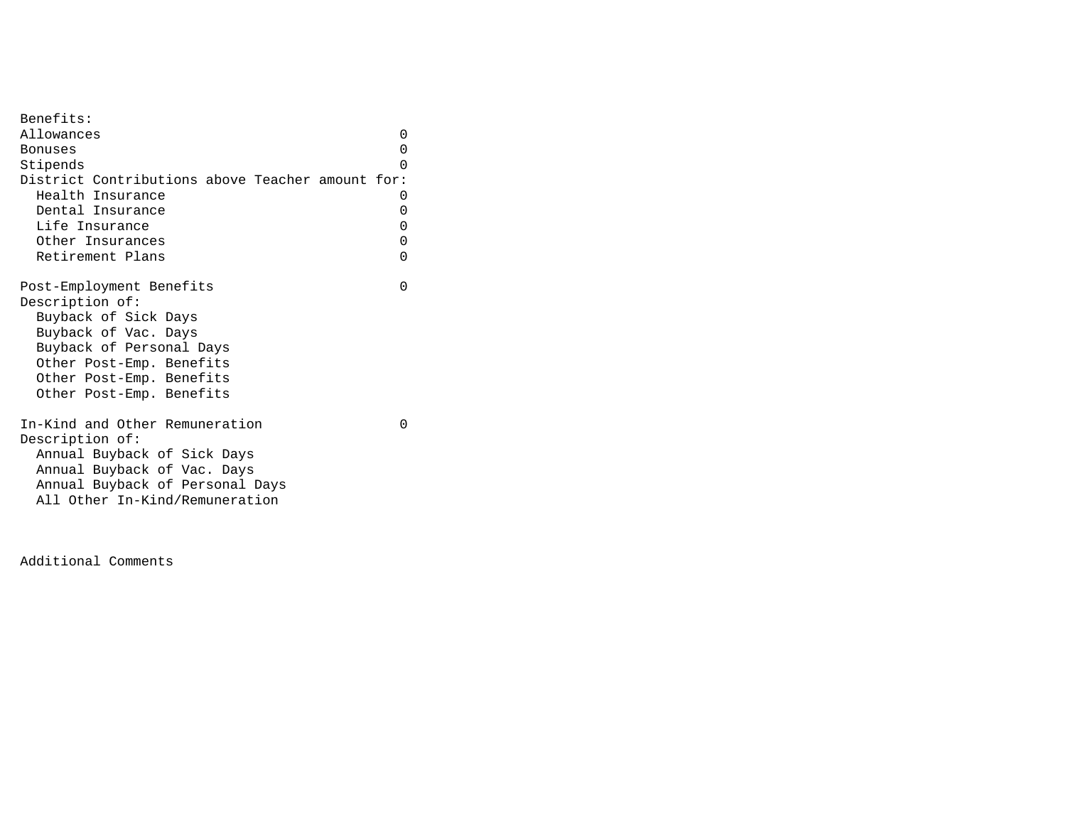Benefits:

| | |
|---|---|
| Allowances | 0 |
| Bonuses | 0 |
| Stipends | 0 |
| District Contributions above Teacher amount for: | |
| Health Insurance | 0 |
| Dental Insurance | 0 |
| Life Insurance | 0 |
| Other Insurances | 0 |
| Retirement Plans | 0 |

| | |
|---|---|
| Post-Employment Benefits | 0 |
| Description of: | |
| Buyback of Sick Days | |
| Buyback of Vac. Days | |
| Buyback of Personal Days | |
| Other Post-Emp. Benefits | |
| Other Post-Emp. Benefits | |
| Other Post-Emp. Benefits | |

| | |
|---|---|
| In-Kind and Other Remuneration | 0 |
| Description of: | |
| Annual Buyback of Sick Days | |
| Annual Buyback of Vac. Days | |
| Annual Buyback of Personal Days | |
| All Other In-Kind/Remuneration | |

Additional Comments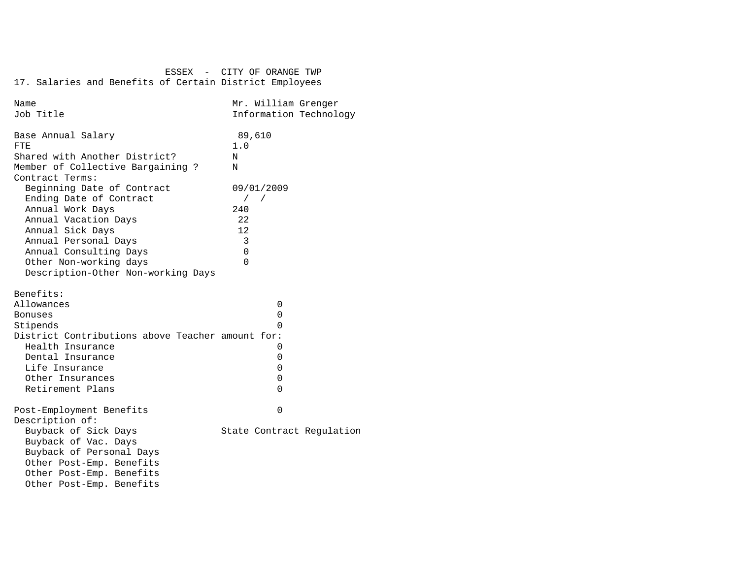ESSEX - CITY OF ORANGE TWP

## 17. Salaries and Benefits of Certain District Employees

| | |
|---|---|
| Name | Mr. William Grenger |
| Job Title | Information Technology |
| | |
| Base Annual Salary | 89,610 |
| FTE | 1.0 |
| Shared with Another District? | N |
| Member of Collective Bargaining ? | N |
| Contract Terms: | |
| Beginning Date of Contract | 09/01/2009 |
| Ending Date of Contract | / / |
| Annual Work Days | 240 |
| Annual Vacation Days | 22 |
| Annual Sick Days | 12 |
| Annual Personal Days | 3 |
| Annual Consulting Days | 0 |
| Other Non-working days | 0 |
| Description-Other Non-working Days | |

| | |
|---|---|
| Benefits: | |
| Allowances | 0 |
| Bonuses | 0 |
| Stipends | 0 |
| District Contributions above Teacher amount for: | |
| Health Insurance | 0 |
| Dental Insurance | 0 |
| Life Insurance | 0 |
| Other Insurances | 0 |
| Retirement Plans | 0 |
| | |
| Post-Employment Benefits | 0 |
| Description of: | |
| Buyback of Sick Days | State Contract Regulation |
| Buyback of Vac. Days | |
| Buyback of Personal Days | |
| Other Post-Emp. Benefits | |
| Other Post-Emp. Benefits | |
| Other Post-Emp. Benefits | |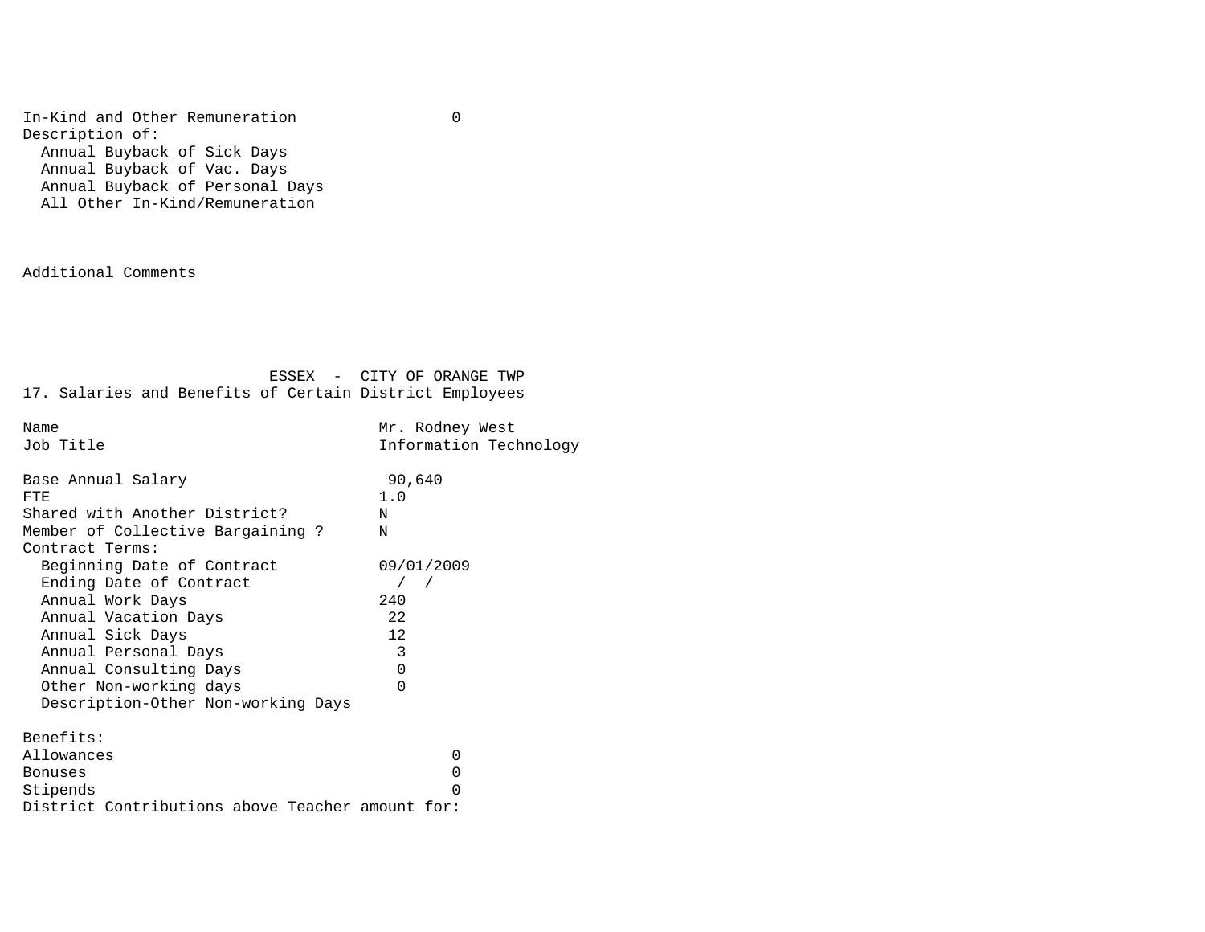In-Kind and Other Remuneration 0

Description of:
- Annual Buyback of Sick Days
- Annual Buyback of Vac. Days
- Annual Buyback of Personal Days
- All Other In-Kind/Remuneration

Additional Comments

## ESSEX - CITY OF ORANGE TWP

### 17. Salaries and Benefits of Certain District Employees

| | |
|---|---|
| Name | Mr. Rodney West |
| Job Title | Information Technology |
| Base Annual Salary | 90,640 |
| FTE | 1.0 |
| Shared with Another District? | N |
| Member of Collective Bargaining ? | N |
| Contract Terms: | |
| Beginning Date of Contract | 09/01/2009 |
| Ending Date of Contract | / / |
| Annual Work Days | 240 |
| Annual Vacation Days | 22 |
| Annual Sick Days | 12 |
| Annual Personal Days | 3 |
| Annual Consulting Days | 0 |
| Other Non-working days | 0 |
| Description-Other Non-working Days | |

Benefits:

| | |
|---|---|
| Allowances | 0 |
| Bonuses | 0 |
| Stipends | 0 |

District Contributions above Teacher amount for: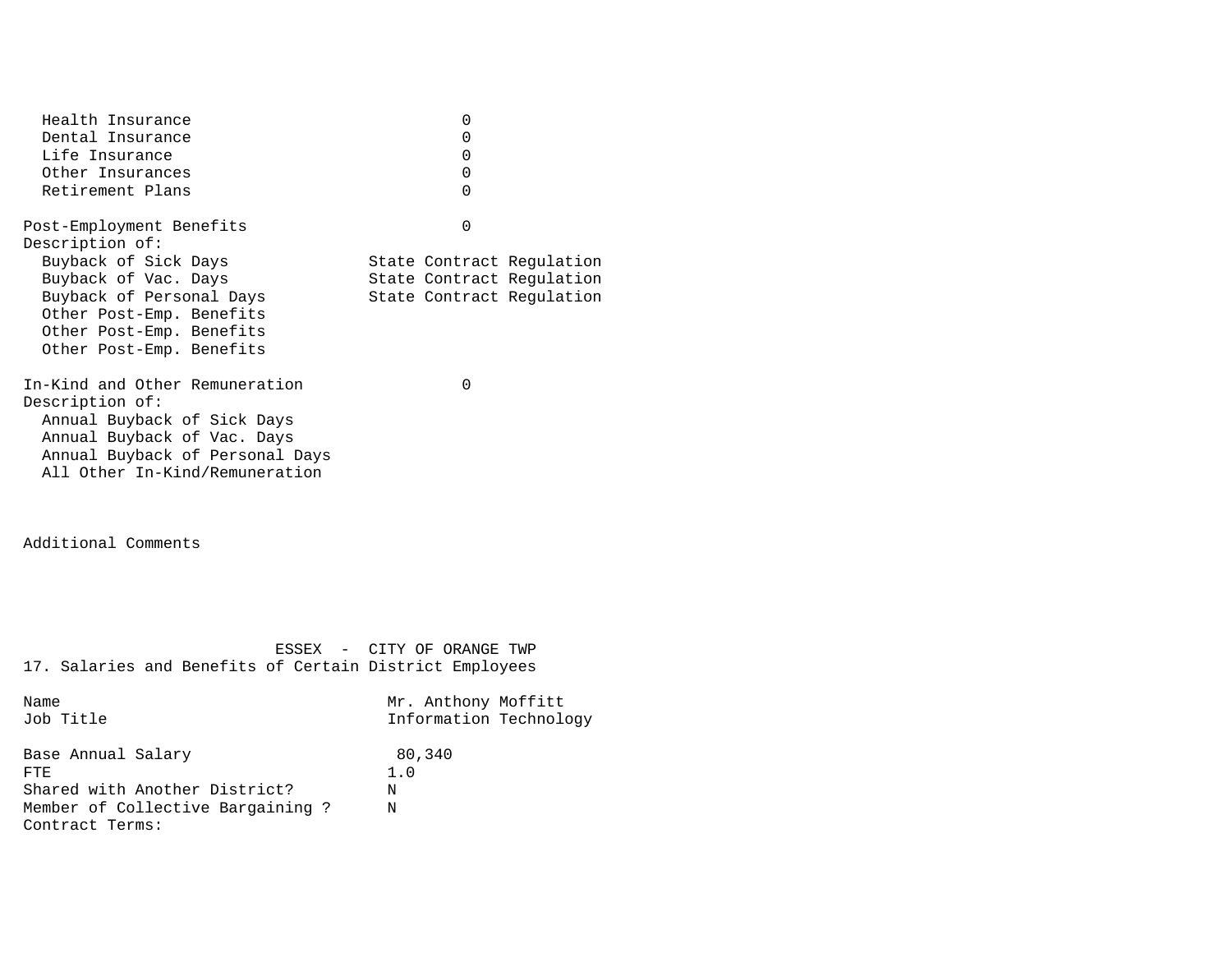| | |
|---|---|
| Health Insurance | 0 |
| Dental Insurance | 0 |
| Life Insurance | 0 |
| Other Insurances | 0 |
| Retirement Plans | 0 |

| | |
|---|---|
| Post-Employment Benefits | 0 |
| Description of: | |
| Buyback of Sick Days | State Contract Regulation |
| Buyback of Vac. Days | State Contract Regulation |
| Buyback of Personal Days | State Contract Regulation |
| Other Post-Emp. Benefits | |
| Other Post-Emp. Benefits | |
| Other Post-Emp. Benefits | |

| | |
|---|---|
| In-Kind and Other Remuneration | 0 |
| Description of: | |
| Annual Buyback of Sick Days | |
| Annual Buyback of Vac. Days | |
| Annual Buyback of Personal Days | |
| All Other In-Kind/Remuneration | |

Additional Comments

ESSEX - CITY OF ORANGE TWP

17. Salaries and Benefits of Certain District Employees

| | |
|---|---|
| Name | Mr. Anthony Moffitt |
| Job Title | Information Technology |
| Base Annual Salary | 80,340 |
| FTE | 1.0 |
| Shared with Another District? | N |
| Member of Collective Bargaining ? | N |
| Contract Terms: | |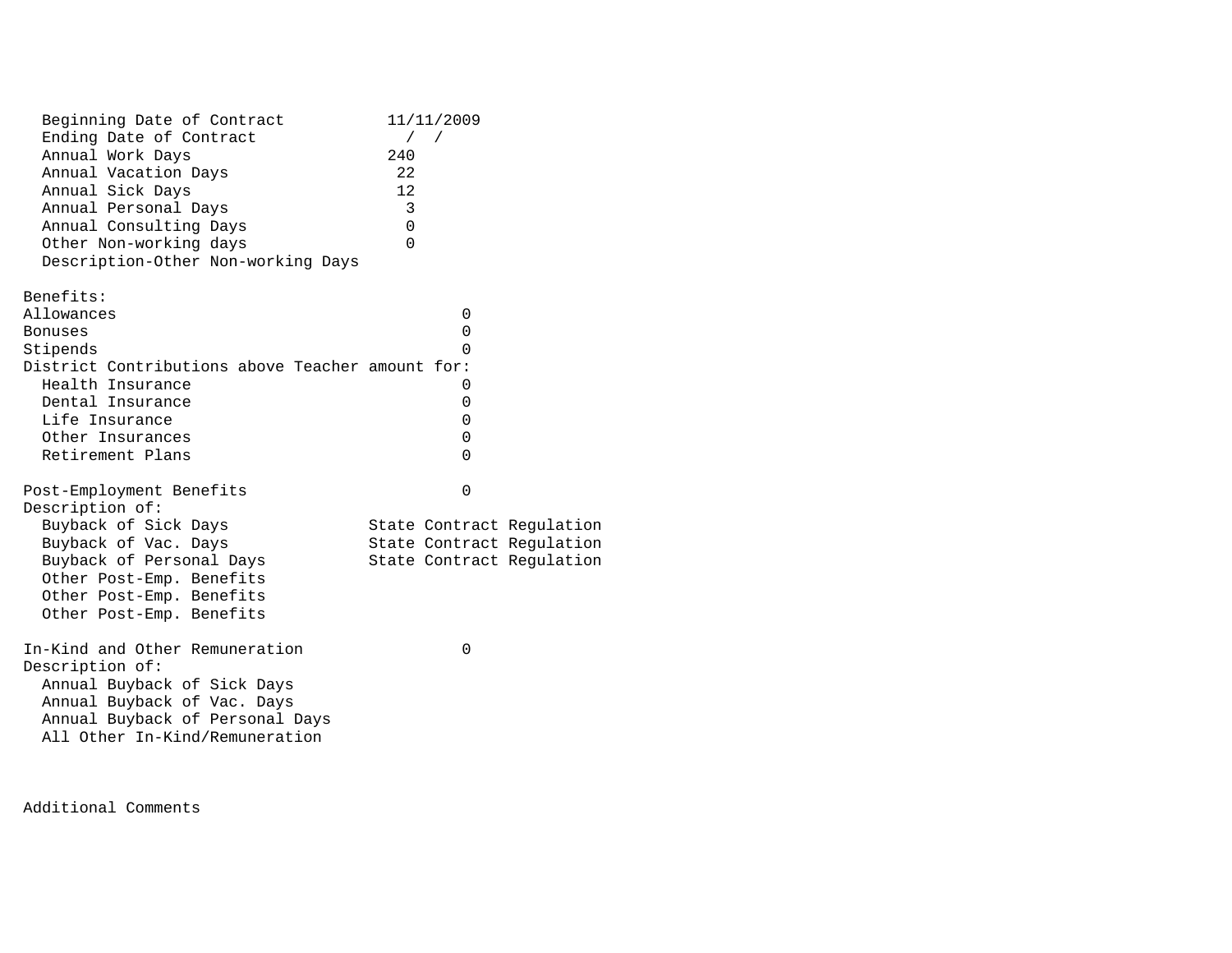| | |
|---|---|
| Beginning Date of Contract | 11/11/2009 |
| Ending Date of Contract | / / |
| Annual Work Days | 240 |
| Annual Vacation Days | 22 |
| Annual Sick Days | 12 |
| Annual Personal Days | 3 |
| Annual Consulting Days | 0 |
| Other Non-working days | 0 |
| Description-Other Non-working Days | |

**Benefits:**

| | |
|---|---|
| Allowances | 0 |
| Bonuses | 0 |
| Stipends | 0 |
| District Contributions above Teacher amount for: | |
| Health Insurance | 0 |
| Dental Insurance | 0 |
| Life Insurance | 0 |
| Other Insurances | 0 |
| Retirement Plans | 0 |

| | |
|---|---|
| Post-Employment Benefits | 0 |
| Description of: | |
| Buyback of Sick Days | State Contract Regulation |
| Buyback of Vac. Days | State Contract Regulation |
| Buyback of Personal Days | State Contract Regulation |
| Other Post-Emp. Benefits | |
| Other Post-Emp. Benefits | |
| Other Post-Emp. Benefits | |

| | |
|---|---|
| In-Kind and Other Remuneration | 0 |
| Description of: | |
| Annual Buyback of Sick Days | |
| Annual Buyback of Vac. Days | |
| Annual Buyback of Personal Days | |
| All Other In-Kind/Remuneration | |

Additional Comments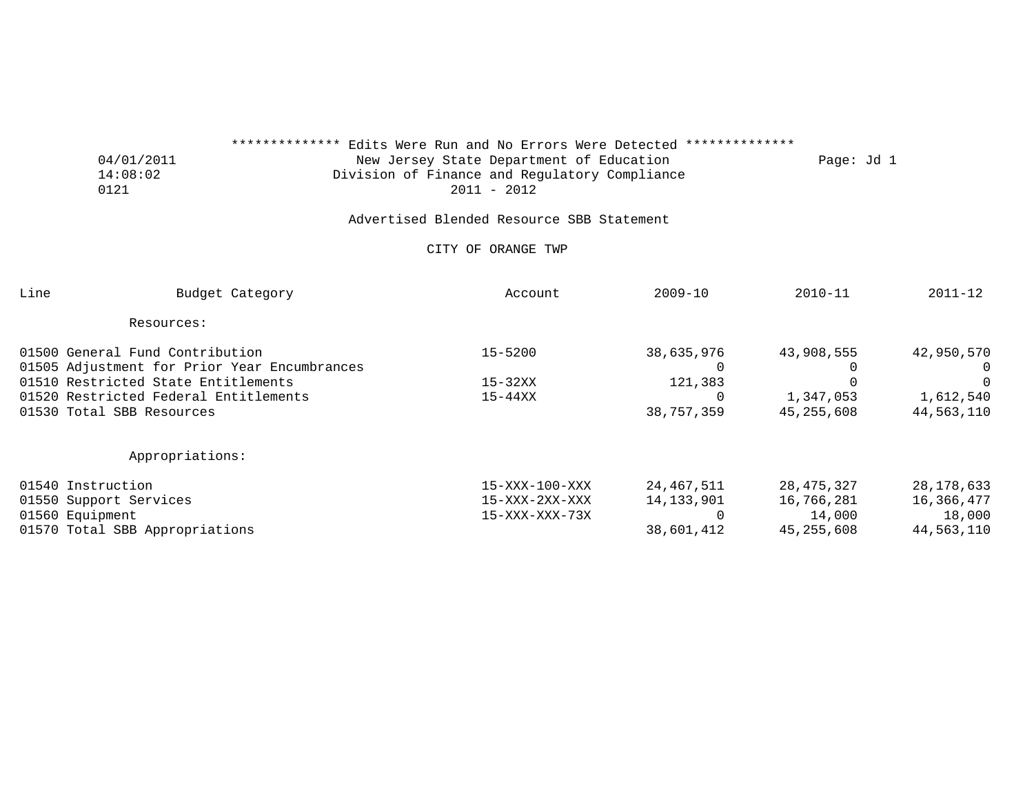************** Edits Were Run and No Errors Were Detected **************

04/01/2011
14:08:02
0121

New Jersey State Department of Education
Division of Finance and Regulatory Compliance
2011 - 2012

Page: Jd 1

## Advertised Blended Resource SBB Statement

## CITY OF ORANGE TWP

| Line | Budget Category | Account | 2009-10 | 2010-11 | 2011-12 |
|---|---|---|---|---|---|
| | Resources: | | | | |
| 01500 | General Fund Contribution | 15-5200 | 38,635,976 | 43,908,555 | 42,950,570 |
| 01505 | Adjustment for Prior Year Encumbrances | | 0 | 0 | 0 |
| 01510 | Restricted State Entitlements | 15-32XX | 121,383 | 0 | 0 |
| 01520 | Restricted Federal Entitlements | 15-44XX | 0 | 1,347,053 | 1,612,540 |
| 01530 | Total SBB Resources | | 38,757,359 | 45,255,608 | 44,563,110 |
| | Appropriations: | | | | |
| 01540 | Instruction | 15-XXX-100-XXX | 24,467,511 | 28,475,327 | 28,178,633 |
| 01550 | Support Services | 15-XXX-2XX-XXX | 14,133,901 | 16,766,281 | 16,366,477 |
| 01560 | Equipment | 15-XXX-XXX-73X | 0 | 14,000 | 18,000 |
| 01570 | Total SBB Appropriations | | 38,601,412 | 45,255,608 | 44,563,110 |